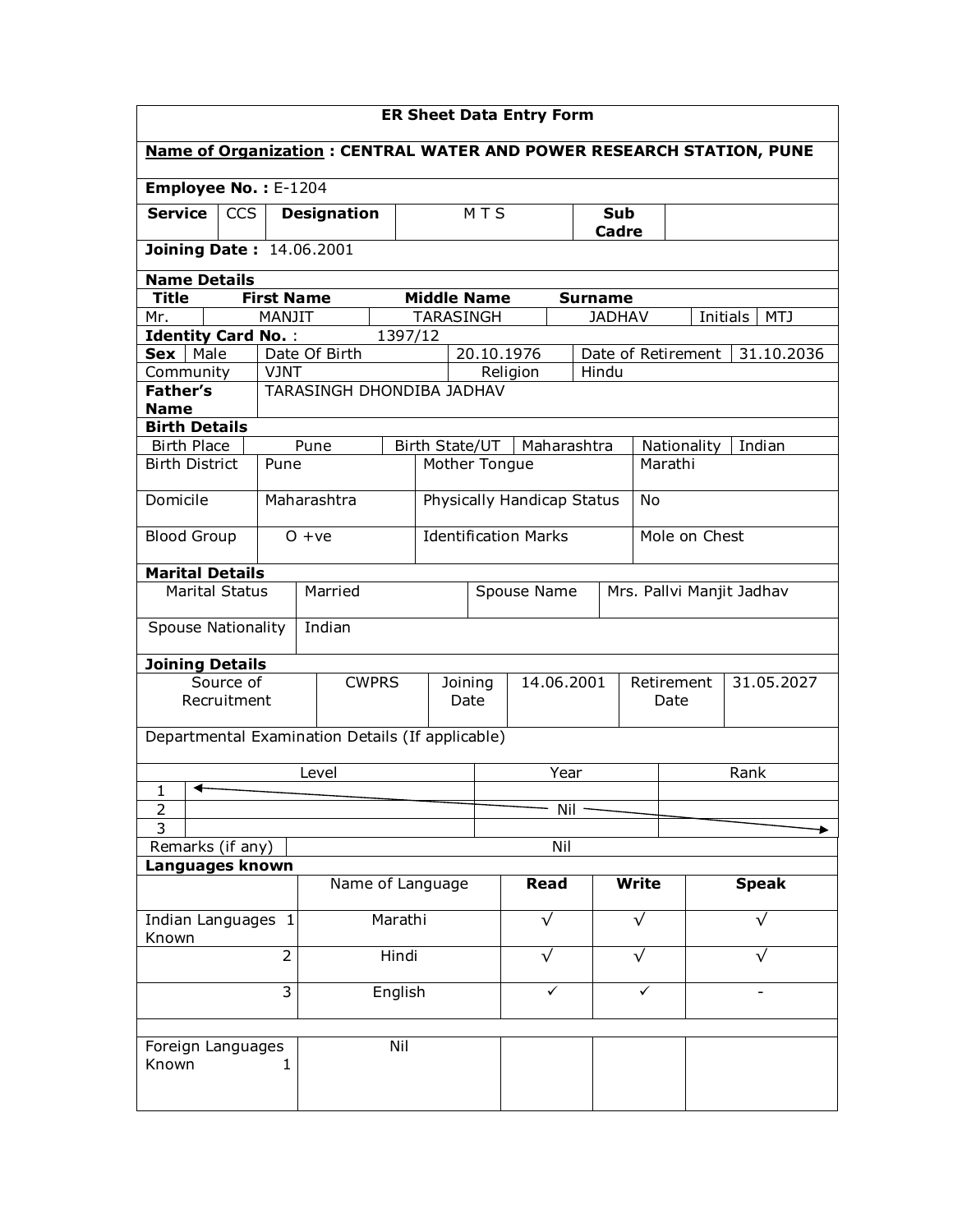# ER Sheet Data Entry Form

**Name of Organization : CENTRAL WATER AND POWER RESEARCH STATION, PUNE**

**Employee No. :** E-1204

| **Service** | CCS | **Designation** | M T S | **Sub Cadre** | |
|---|---|---|---|---|---|

**Joining Date :** 14.06.2001

**Name Details**

| Title | First Name | Middle Name | Surname | | |
|---|---|---|---|---|---|
| Mr. | MANJIT | TARASINGH | JADHAV | Initials | MTJ |

**Identity Card No. :** 1397/12

| **Sex** | Male | Date Of Birth | 20.10.1976 | Date of Retirement | 31.10.2036 |
|---|---|---|---|---|---|
| Community | VJNT | Religion | Hindu | | |

| **Father's Name** | TARASINGH DHONDIBA JADHAV |
|---|---|

**Birth Details**

| Birth Place | Pune | Birth State/UT | Maharashtra | Nationality | Indian |
|---|---|---|---|---|---|

| Birth District | Pune | Mother Tongue | Marathi |
|---|---|---|---|
| Domicile | Maharashtra | Physically Handicap Status | No |
| Blood Group | O +ve | Identification Marks | Mole on Chest |

**Marital Details**

| Marital Status | Married | Spouse Name | Mrs. Pallvi Manjit Jadhav |
|---|---|---|---|
| Spouse Nationality | Indian | | |

**Joining Details**

| Source of Recruitment | CWPRS | Joining Date | 14.06.2001 | Retirement Date | 31.05.2027 |
|---|---|---|---|---|---|

Departmental Examination Details (If applicable)

| | Level | Year | Rank |
|---|---|---|---|
| 1 | | | |
| 2 | | Nil | |
| 3 | | | |

| Remarks (if any) | Nil |
|---|---|

**Languages known**

| | Name of Language | **Read** | **Write** | **Speak** |
|---|---|---|---|---|
| Indian Languages Known 1 | Marathi | √ | √ | √ |
| 2 | Hindi | √ | √ | √ |
| 3 | English | ✓ | ✓ | - |
| | | | | |
| Foreign Languages Known 1 | Nil | | | |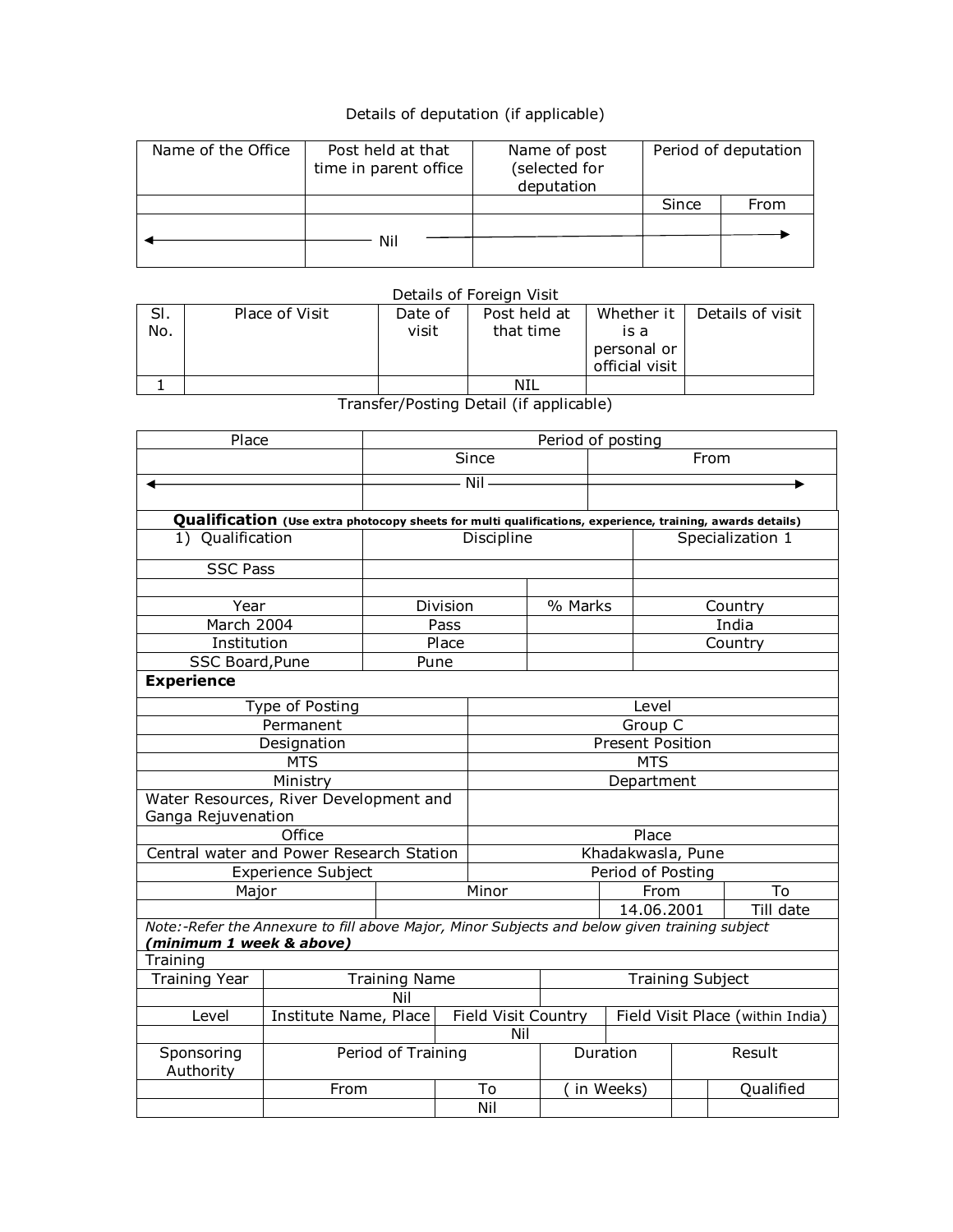Details of deputation (if applicable)

| Name of the Office | Post held at that time in parent office | Name of post (selected for deputation) | Period of deputation | |
|---|---|---|---|---|
| | | | Since | From |
| ← | Nil | | | → |

Details of Foreign Visit

| Sl. No. | Place of Visit | Date of visit | Post held at that time | Whether it is a personal or official visit | Details of visit |
|---|---|---|---|---|---|
| 1 | | | NIL | | |

Transfer/Posting Detail (if applicable)

| Place | Period of posting | |
|---|---|---|
| | Since | From |
| ← | Nil | → |

**Qualification** **(Use extra photocopy sheets for multi qualifications, experience, training, awards details)**

| 1) Qualification | Discipline | | Specialization 1 |
|---|---|---|---|
| SSC Pass | | | |
| | | | |
| Year | Division | % Marks | Country |
| March 2004 | Pass | | India |
| Institution | Place | | Country |
| SSC Board,Pune | Pune | | |

**Experience**

| Type of Posting | Level |
|---|---|
| Permanent | Group C |
| Designation | Present Position |
| MTS | MTS |
| Ministry | Department |
| Water Resources, River Development and Ganga Rejuvenation | |
| Office | Place |
| Central water and Power Research Station | Khadakwasla, Pune |
| Experience Subject | Period of Posting |

| Major | Minor | From | To |
|---|---|---|---|
| | | 14.06.2001 | Till date |

*Note:-Refer the Annexure to fill above Major, Minor Subjects and below given training subject* ***(minimum 1 week & above)***

Training

| Training Year | Training Name | | Training Subject | | |
|---|---|---|---|---|---|
| | Nil | | | | |
| Level | Institute Name, Place | Field Visit Country | Field Visit Place (within India) | | |
| | | Nil | | | |
| Sponsoring Authority | Period of Training | | Duration | Result | |
| | From | To | ( in Weeks) | | Qualified |
| | | Nil | | | |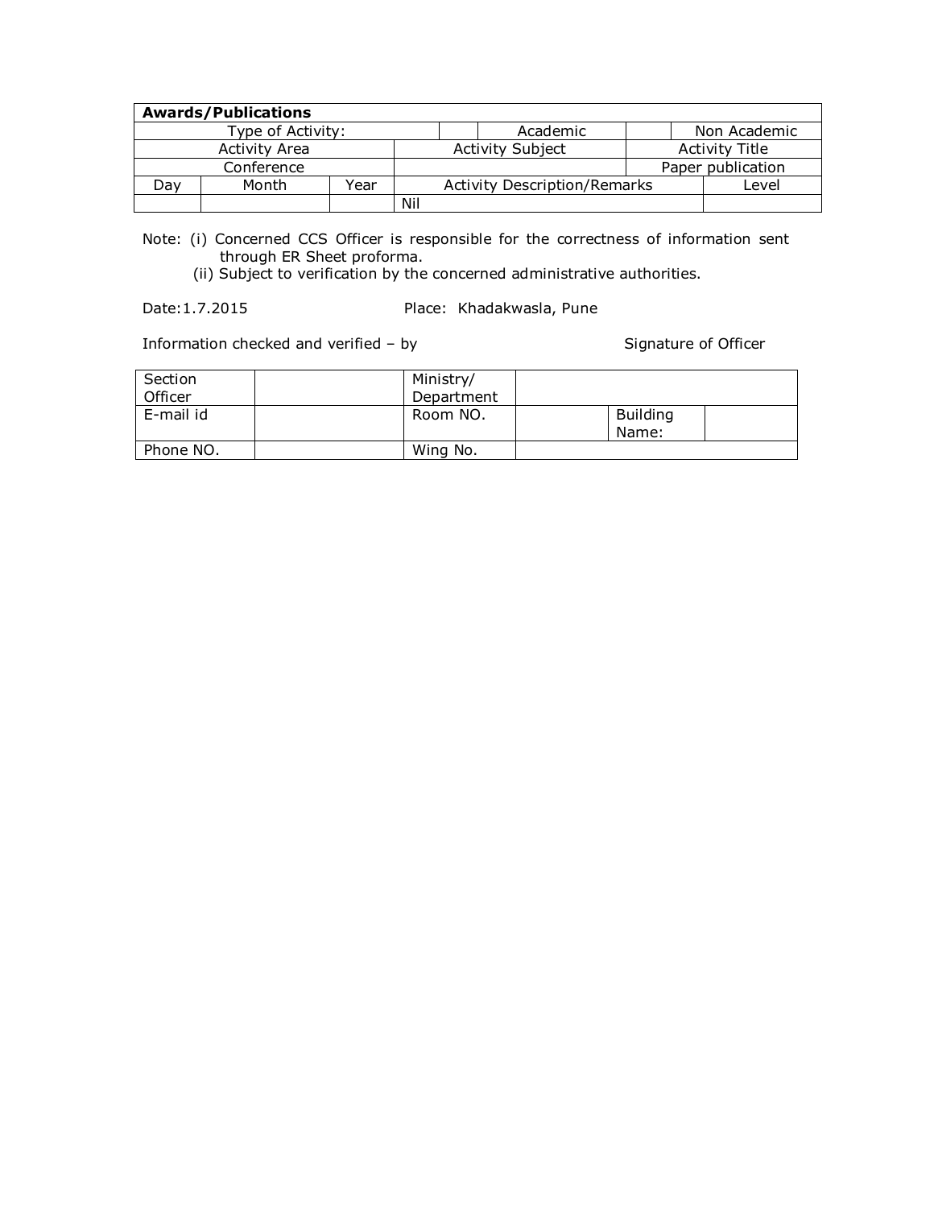| Awards/Publications | | | | | | | |
|---|---|---|---|---|---|---|---|
| Type of Activity: | | | | Academic | | Non Academic | |
| Activity Area | | | Activity Subject | | Activity Title | | |
| Conference | | | | | Paper publication | | |
| Day | Month | Year | Activity Description/Remarks | | | | Level |
| | | | Nil | | | | |

Note: (i) Concerned CCS Officer is responsible for the correctness of information sent through ER Sheet proforma.

(ii) Subject to verification by the concerned administrative authorities.

Date:1.7.2015 Place: Khadakwasla, Pune

Information checked and verified – by Signature of Officer

| | | | | | |
|---|---|---|---|---|---|
| Section Officer | | Ministry/ Department | | | |
| E-mail id | | Room NO. | | Building Name: | |
| Phone NO. | | Wing No. | | | |